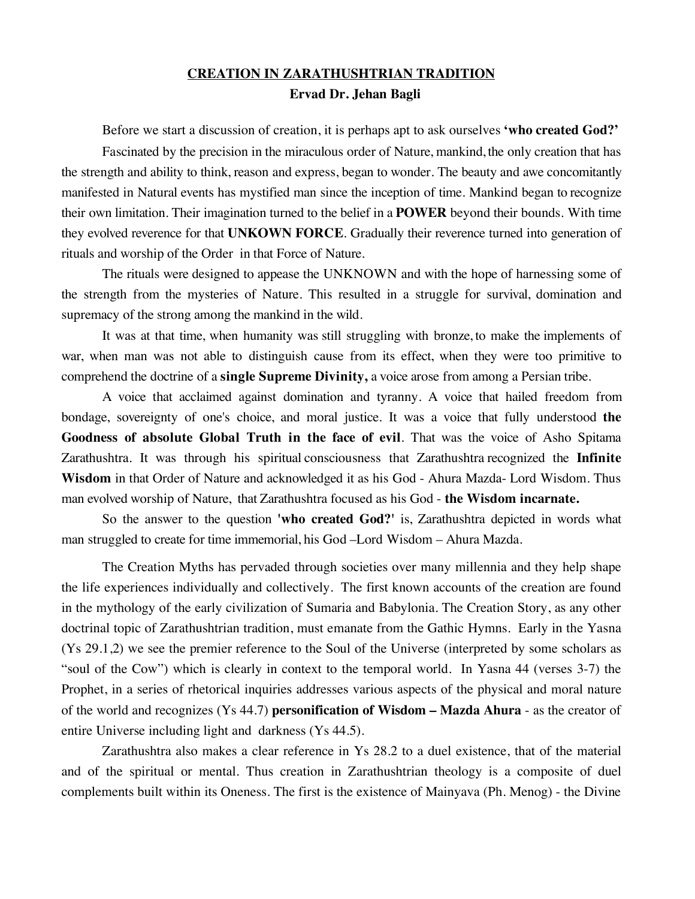# CREATION IN ZARATHUSHTRIAN TRADITION

**Ervad Dr. Jehan Bagli**

Before we start a discussion of creation, it is perhaps apt to ask ourselves **'who created God?'**

Fascinated by the precision in the miraculous order of Nature, mankind, the only creation that has the strength and ability to think, reason and express, began to wonder. The beauty and awe concomitantly manifested in Natural events has mystified man since the inception of time. Mankind began to recognize their own limitation. Their imagination turned to the belief in a **POWER** beyond their bounds. With time they evolved reverence for that **UNKOWN FORCE**. Gradually their reverence turned into generation of rituals and worship of the Order in that Force of Nature.

The rituals were designed to appease the UNKNOWN and with the hope of harnessing some of the strength from the mysteries of Nature. This resulted in a struggle for survival, domination and supremacy of the strong among the mankind in the wild.

It was at that time, when humanity was still struggling with bronze, to make the implements of war, when man was not able to distinguish cause from its effect, when they were too primitive to comprehend the doctrine of a **single Supreme Divinity,** a voice arose from among a Persian tribe.

A voice that acclaimed against domination and tyranny. A voice that hailed freedom from bondage, sovereignty of one's choice, and moral justice. It was a voice that fully understood **the Goodness of absolute Global Truth in the face of evil**. That was the voice of Asho Spitama Zarathushtra. It was through his spiritual consciousness that Zarathushtra recognized the **Infinite Wisdom** in that Order of Nature and acknowledged it as his God - Ahura Mazda- Lord Wisdom. Thus man evolved worship of Nature, that Zarathushtra focused as his God - **the Wisdom incarnate.**

So the answer to the question **'who created God?'** is, Zarathushtra depicted in words what man struggled to create for time immemorial, his God –Lord Wisdom – Ahura Mazda.

The Creation Myths has pervaded through societies over many millennia and they help shape the life experiences individually and collectively. The first known accounts of the creation are found in the mythology of the early civilization of Sumaria and Babylonia. The Creation Story, as any other doctrinal topic of Zarathushtrian tradition, must emanate from the Gathic Hymns. Early in the Yasna (Ys 29.1,2) we see the premier reference to the Soul of the Universe (interpreted by some scholars as "soul of the Cow") which is clearly in context to the temporal world. In Yasna 44 (verses 3-7) the Prophet, in a series of rhetorical inquiries addresses various aspects of the physical and moral nature of the world and recognizes (Ys 44.7) **personification of Wisdom – Mazda Ahura** - as the creator of entire Universe including light and darkness (Ys 44.5).

Zarathushtra also makes a clear reference in Ys 28.2 to a duel existence, that of the material and of the spiritual or mental. Thus creation in Zarathushtrian theology is a composite of duel complements built within its Oneness. The first is the existence of Mainyava (Ph. Menog) - the Divine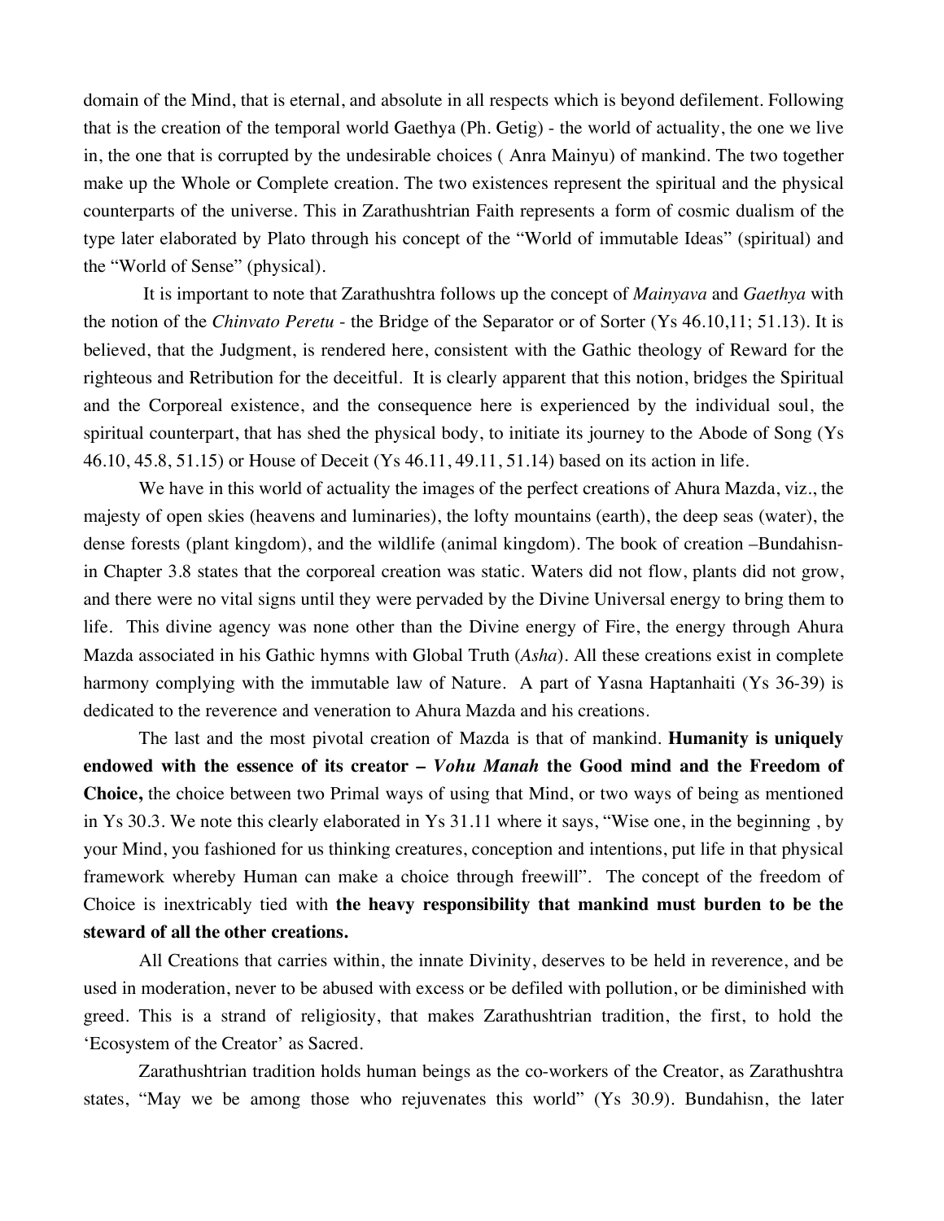domain of the Mind, that is eternal, and absolute in all respects which is beyond defilement. Following that is the creation of the temporal world Gaethya (Ph. Getig) - the world of actuality, the one we live in, the one that is corrupted by the undesirable choices ( Anra Mainyu) of mankind. The two together make up the Whole or Complete creation. The two existences represent the spiritual and the physical counterparts of the universe. This in Zarathushtrian Faith represents a form of cosmic dualism of the type later elaborated by Plato through his concept of the "World of immutable Ideas" (spiritual) and the "World of Sense" (physical).

It is important to note that Zarathushtra follows up the concept of *Mainyava* and *Gaethya* with the notion of the *Chinvato Peretu* - the Bridge of the Separator or of Sorter (Ys 46.10,11; 51.13). It is believed, that the Judgment, is rendered here, consistent with the Gathic theology of Reward for the righteous and Retribution for the deceitful. It is clearly apparent that this notion, bridges the Spiritual and the Corporeal existence, and the consequence here is experienced by the individual soul, the spiritual counterpart, that has shed the physical body, to initiate its journey to the Abode of Song (Ys 46.10, 45.8, 51.15) or House of Deceit (Ys 46.11, 49.11, 51.14) based on its action in life.

We have in this world of actuality the images of the perfect creations of Ahura Mazda, viz., the majesty of open skies (heavens and luminaries), the lofty mountains (earth), the deep seas (water), the dense forests (plant kingdom), and the wildlife (animal kingdom). The book of creation –Bundahisn- in Chapter 3.8 states that the corporeal creation was static. Waters did not flow, plants did not grow, and there were no vital signs until they were pervaded by the Divine Universal energy to bring them to life. This divine agency was none other than the Divine energy of Fire, the energy through Ahura Mazda associated in his Gathic hymns with Global Truth (*Asha*). All these creations exist in complete harmony complying with the immutable law of Nature. A part of Yasna Haptanhaiti (Ys 36-39) is dedicated to the reverence and veneration to Ahura Mazda and his creations.

The last and the most pivotal creation of Mazda is that of mankind. **Humanity is uniquely endowed with the essence of its creator – *Vohu Manah* the Good mind and the Freedom of Choice,** the choice between two Primal ways of using that Mind, or two ways of being as mentioned in Ys 30.3. We note this clearly elaborated in Ys 31.11 where it says, "Wise one, in the beginning , by your Mind, you fashioned for us thinking creatures, conception and intentions, put life in that physical framework whereby Human can make a choice through freewill". The concept of the freedom of Choice is inextricably tied with **the heavy responsibility that mankind must burden to be the steward of all the other creations.**

All Creations that carries within, the innate Divinity, deserves to be held in reverence, and be used in moderation, never to be abused with excess or be defiled with pollution, or be diminished with greed. This is a strand of religiosity, that makes Zarathushtrian tradition, the first, to hold the 'Ecosystem of the Creator' as Sacred.

Zarathushtrian tradition holds human beings as the co-workers of the Creator, as Zarathushtra states, "May we be among those who rejuvenates this world" (Ys 30.9). Bundahisn, the later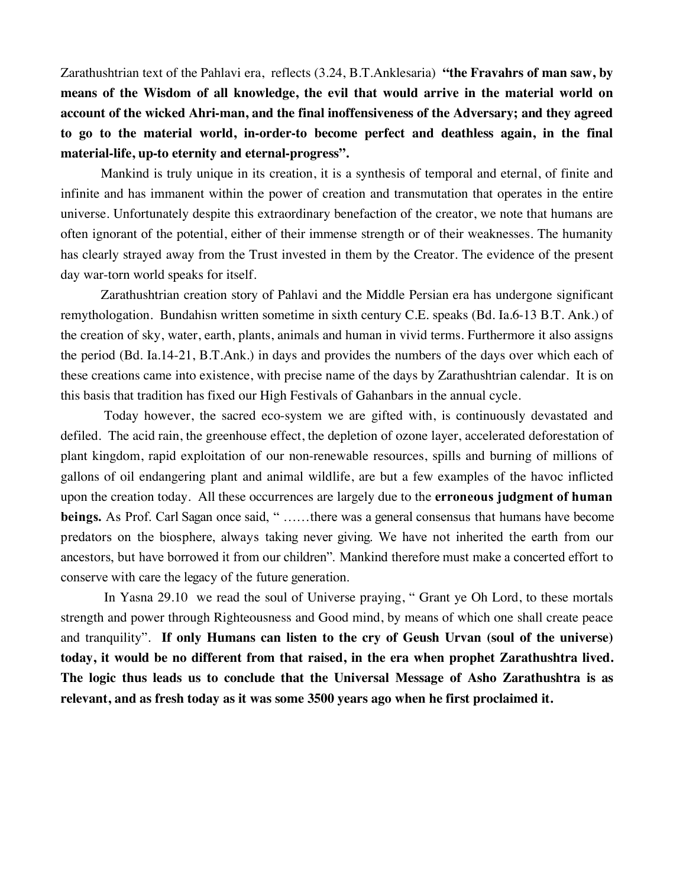Zarathushtrian text of the Pahlavi era, reflects (3.24, B.T.Anklesaria) **"the Fravahrs of man saw, by means of the Wisdom of all knowledge, the evil that would arrive in the material world on account of the wicked Ahri-man, and the final inoffensiveness of the Adversary; and they agreed to go to the material world, in-order-to become perfect and deathless again, in the final material-life, up-to eternity and eternal-progress".**

Mankind is truly unique in its creation, it is a synthesis of temporal and eternal, of finite and infinite and has immanent within the power of creation and transmutation that operates in the entire universe. Unfortunately despite this extraordinary benefaction of the creator, we note that humans are often ignorant of the potential, either of their immense strength or of their weaknesses. The humanity has clearly strayed away from the Trust invested in them by the Creator. The evidence of the present day war-torn world speaks for itself.

Zarathushtrian creation story of Pahlavi and the Middle Persian era has undergone significant remythologation. Bundahisn written sometime in sixth century C.E. speaks (Bd. Ia.6-13 B.T. Ank.) of the creation of sky, water, earth, plants, animals and human in vivid terms. Furthermore it also assigns the period (Bd. Ia.14-21, B.T.Ank.) in days and provides the numbers of the days over which each of these creations came into existence, with precise name of the days by Zarathushtrian calendar. It is on this basis that tradition has fixed our High Festivals of Gahanbars in the annual cycle.

Today however, the sacred eco-system we are gifted with, is continuously devastated and defiled. The acid rain, the greenhouse effect, the depletion of ozone layer, accelerated deforestation of plant kingdom, rapid exploitation of our non-renewable resources, spills and burning of millions of gallons of oil endangering plant and animal wildlife, are but a few examples of the havoc inflicted upon the creation today. All these occurrences are largely due to the **erroneous judgment of human beings.** As Prof. Carl Sagan once said, " ……there was a general consensus that humans have become predators on the biosphere, always taking never giving. We have not inherited the earth from our ancestors, but have borrowed it from our children". Mankind therefore must make a concerted effort to conserve with care the legacy of the future generation.

In Yasna 29.10 we read the soul of Universe praying, " Grant ye Oh Lord, to these mortals strength and power through Righteousness and Good mind, by means of which one shall create peace and tranquility". **If only Humans can listen to the cry of Geush Urvan (soul of the universe) today, it would be no different from that raised, in the era when prophet Zarathushtra lived. The logic thus leads us to conclude that the Universal Message of Asho Zarathushtra is as relevant, and as fresh today as it was some 3500 years ago when he first proclaimed it.**